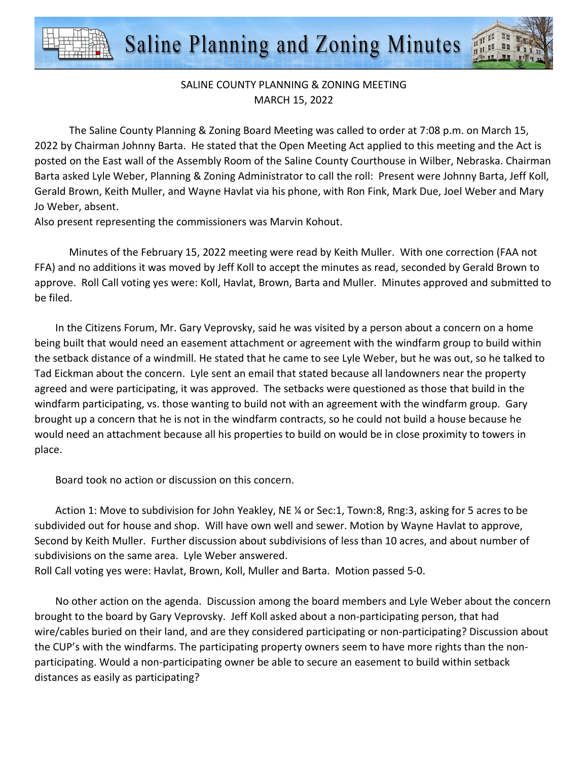# Saline Planning and Zoning Minutes

SALINE COUNTY PLANNING & ZONING MEETING
MARCH 15, 2022

The Saline County Planning & Zoning Board Meeting was called to order at 7:08 p.m. on March 15, 2022 by Chairman Johnny Barta. He stated that the Open Meeting Act applied to this meeting and the Act is posted on the East wall of the Assembly Room of the Saline County Courthouse in Wilber, Nebraska. Chairman Barta asked Lyle Weber, Planning & Zoning Administrator to call the roll: Present were Johnny Barta, Jeff Koll, Gerald Brown, Keith Muller, and Wayne Havlat via his phone, with Ron Fink, Mark Due, Joel Weber and Mary Jo Weber, absent.
Also present representing the commissioners was Marvin Kohout.

Minutes of the February 15, 2022 meeting were read by Keith Muller. With one correction (FAA not FFA) and no additions it was moved by Jeff Koll to accept the minutes as read, seconded by Gerald Brown to approve. Roll Call voting yes were: Koll, Havlat, Brown, Barta and Muller. Minutes approved and submitted to be filed.

In the Citizens Forum, Mr. Gary Veprovsky, said he was visited by a person about a concern on a home being built that would need an easement attachment or agreement with the windfarm group to build within the setback distance of a windmill. He stated that he came to see Lyle Weber, but he was out, so he talked to Tad Eickman about the concern. Lyle sent an email that stated because all landowners near the property agreed and were participating, it was approved. The setbacks were questioned as those that build in the windfarm participating, vs. those wanting to build not with an agreement with the windfarm group. Gary brought up a concern that he is not in the windfarm contracts, so he could not build a house because he would need an attachment because all his properties to build on would be in close proximity to towers in place.

Board took no action or discussion on this concern.

Action 1: Move to subdivision for John Yeakley, NE ¼ or Sec:1, Town:8, Rng:3, asking for 5 acres to be subdivided out for house and shop. Will have own well and sewer. Motion by Wayne Havlat to approve, Second by Keith Muller. Further discussion about subdivisions of less than 10 acres, and about number of subdivisions on the same area. Lyle Weber answered.
Roll Call voting yes were: Havlat, Brown, Koll, Muller and Barta. Motion passed 5-0.

No other action on the agenda. Discussion among the board members and Lyle Weber about the concern brought to the board by Gary Veprovsky. Jeff Koll asked about a non-participating person, that had wire/cables buried on their land, and are they considered participating or non-participating? Discussion about the CUP's with the windfarms. The participating property owners seem to have more rights than the non-participating. Would a non-participating owner be able to secure an easement to build within setback distances as easily as participating?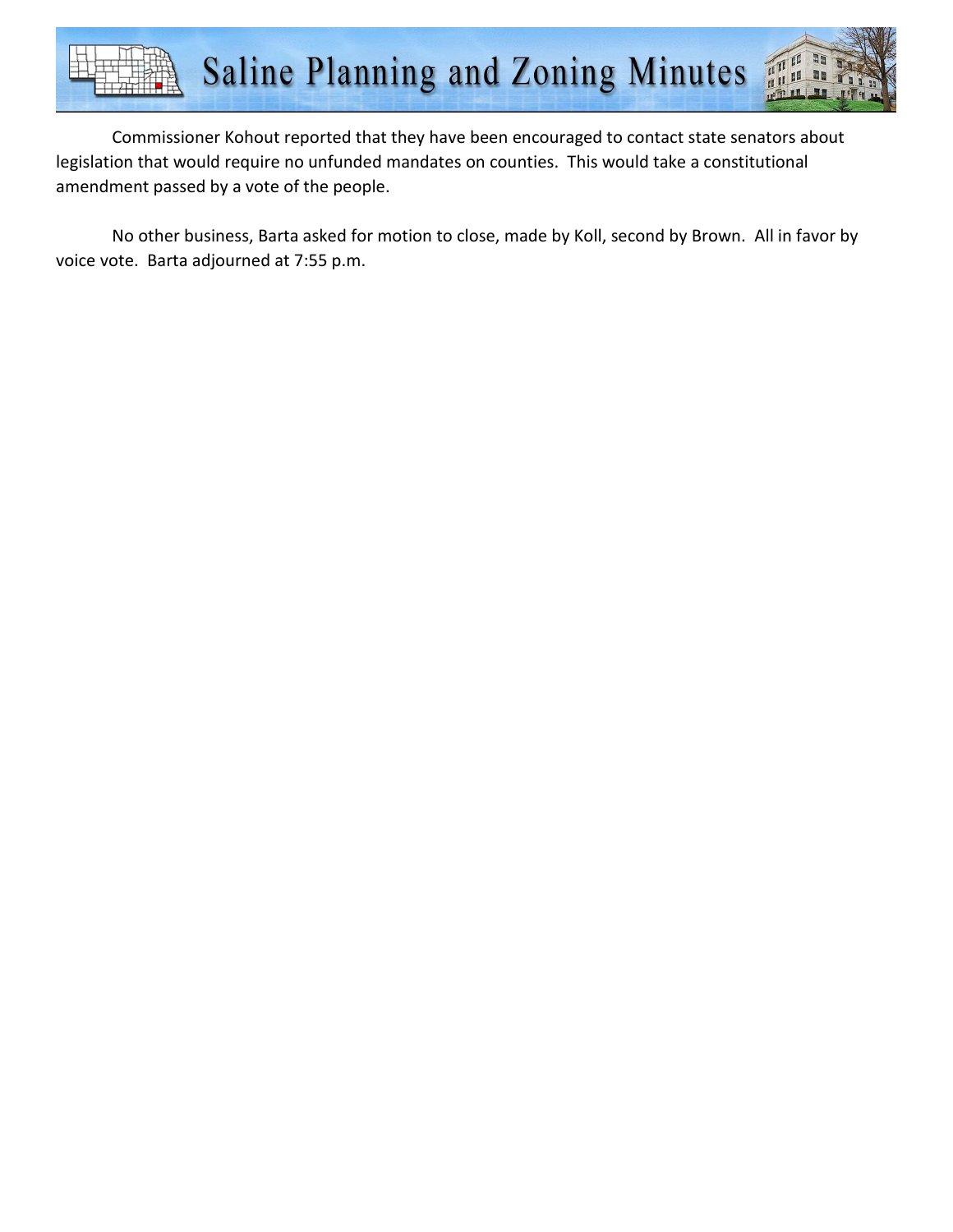Commissioner Kohout reported that they have been encouraged to contact state senators about legislation that would require no unfunded mandates on counties. This would take a constitutional amendment passed by a vote of the people.

No other business, Barta asked for motion to close, made by Koll, second by Brown. All in favor by voice vote. Barta adjourned at 7:55 p.m.